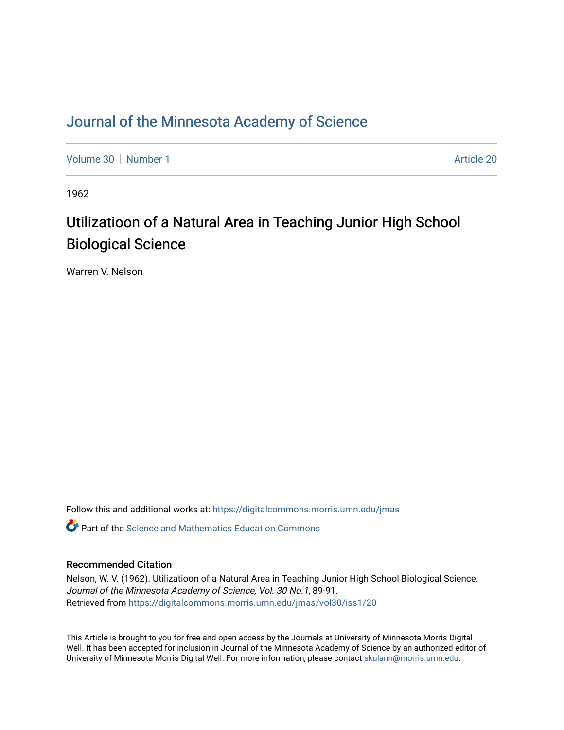# Journal of the Minnesota Academy of Science

Volume 30 | Number 1 | Article 20

1962

## Utilizatioon of a Natural Area in Teaching Junior High School Biological Science

Warren V. Nelson

Follow this and additional works at: https://digitalcommons.morris.umn.edu/jmas

Part of the Science and Mathematics Education Commons

### Recommended Citation

Nelson, W. V. (1962). Utilizatioon of a Natural Area in Teaching Junior High School Biological Science. *Journal of the Minnesota Academy of Science, Vol. 30 No.1*, 89-91.
Retrieved from https://digitalcommons.morris.umn.edu/jmas/vol30/iss1/20

This Article is brought to you for free and open access by the Journals at University of Minnesota Morris Digital Well. It has been accepted for inclusion in Journal of the Minnesota Academy of Science by an authorized editor of University of Minnesota Morris Digital Well. For more information, please contact skulann@morris.umn.edu.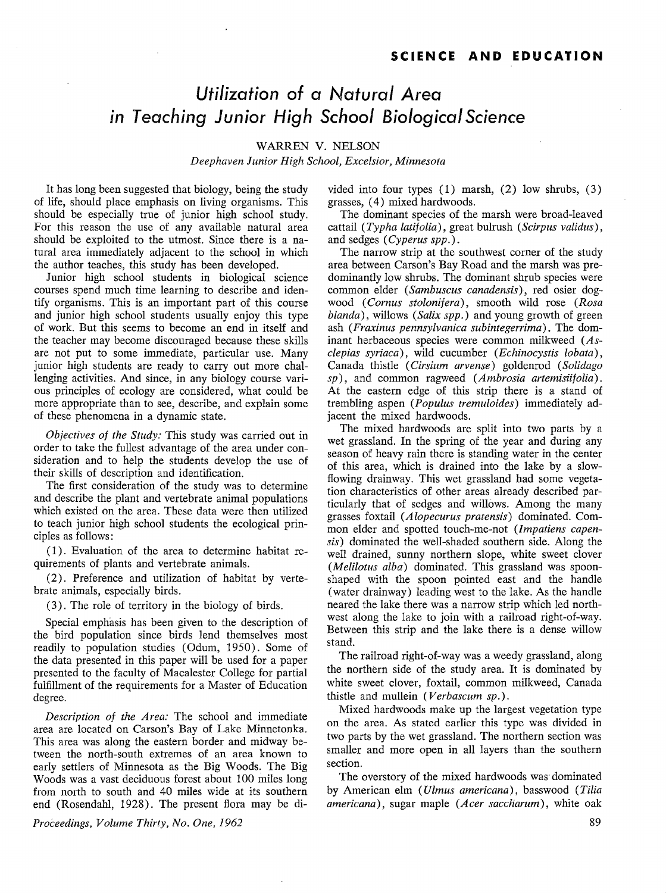# Utilization of a Natural Area in Teaching Junior High School Biological Science

WARREN V. NELSON

*Deephaven Junior High School, Excelsior, Minnesota*

It has long been suggested that biology, being the study of life, should place emphasis on living organisms. This should be especially true of junior high school study. For this reason the use of any available natural area should be exploited to the utmost. Since there is a natural area immediately adjacent to the school in which the author teaches, this study has been developed.

Junior high school students in biological science courses spend much time learning to describe and identify organisms. This is an important part of this course and junior high school students usually enjoy this type of work. But this seems to become an end in itself and the teacher may become discouraged because these skills are not put to some immediate, particular use. Many junior high students are ready to carry out more challenging activities. And since, in any biology course various principles of ecology are considered, what could be more appropriate than to see, describe, and explain some of these phenomena in a dynamic state.

*Objectives of the Study:* This study was carried out in order to take the fullest advantage of the area under consideration and to help the students develop the use of their skills of description and identification.

The first consideration of the study was to determine and describe the plant and vertebrate animal populations which existed on the area. These data were then utilized to teach junior high school students the ecological principles as follows:

(1). Evaluation of the area to determine habitat requirements of plants and vertebrate animals.

(2). Preference and utilization of habitat by vertebrate animals, especially birds.

(3). The role of territory in the biology of birds.

Special emphasis has been given to the description of the bird population since birds lend themselves most readily to population studies (Odum, 1950). Some of the data presented in this paper will be used for a paper presented to the faculty of Macalester College for partial fulfillment of the requirements for a Master of Education degree.

*Description of the Area:* The school and immediate area are located on Carson's Bay of Lake Minnetonka. This area was along the eastern border and midway between the north-south extremes of an area known to early settlers of Minnesota as the Big Woods. The Big Woods was a vast deciduous forest about 100 miles long from north to south and 40 miles wide at its southern end (Rosendahl, 1928). The present flora may be divided into four types (1) marsh, (2) low shrubs, (3) grasses, (4) mixed hardwoods.

The dominant species of the marsh were broad-leaved cattail (*Typha latifolia*), great bulrush (*Scirpus validus*), and sedges (*Cyperus spp.*).

The narrow strip at the southwest corner of the study area between Carson's Bay Road and the marsh was predominantly low shrubs. The dominant shrub species were common elder (*Sambuscus canadensis*), red osier dogwood (*Cornus stolonifera*), smooth wild rose (*Rosa blanda*), willows (*Salix spp.*) and young growth of green ash (*Fraxinus pennsylvanica subintegerrima*). The dominant herbaceous species were common milkweed (*Asclepias syriaca*), wild cucumber (*Echinocystis lobata*), Canada thistle (*Cirsium arvense*) goldenrod (*Solidago sp*), and common ragweed (*Ambrosia artemisiifolia*). At the eastern edge of this strip there is a stand of trembling aspen (*Populus tremuloides*) immediately adjacent the mixed hardwoods.

The mixed hardwoods are split into two parts by a wet grassland. In the spring of the year and during any season of heavy rain there is standing water in the center of this area, which is drained into the lake by a slow-flowing drainway. This wet grassland had some vegetation characteristics of other areas already described particularly that of sedges and willows. Among the many grasses foxtail (*Alopecurus pratensis*) dominated. Common elder and spotted touch-me-not (*Impatiens capensis*) dominated the well-shaded southern side. Along the well drained, sunny northern slope, white sweet clover (*Melilotus alba*) dominated. This grassland was spoon-shaped with the spoon pointed east and the handle (water drainway) leading west to the lake. As the handle neared the lake there was a narrow strip which led northwest along the lake to join with a railroad right-of-way. Between this strip and the lake there is a dense willow stand.

The railroad right-of-way was a weedy grassland, along the northern side of the study area. It is dominated by white sweet clover, foxtail, common milkweed, Canada thistle and mullein (*Verbascum sp.*).

Mixed hardwoods make up the largest vegetation type on the area. As stated earlier this type was divided in two parts by the wet grassland. The northern section was smaller and more open in all layers than the southern section.

The overstory of the mixed hardwoods was dominated by American elm (*Ulmus americana*), basswood (*Tilia americana*), sugar maple (*Acer saccharum*), white oak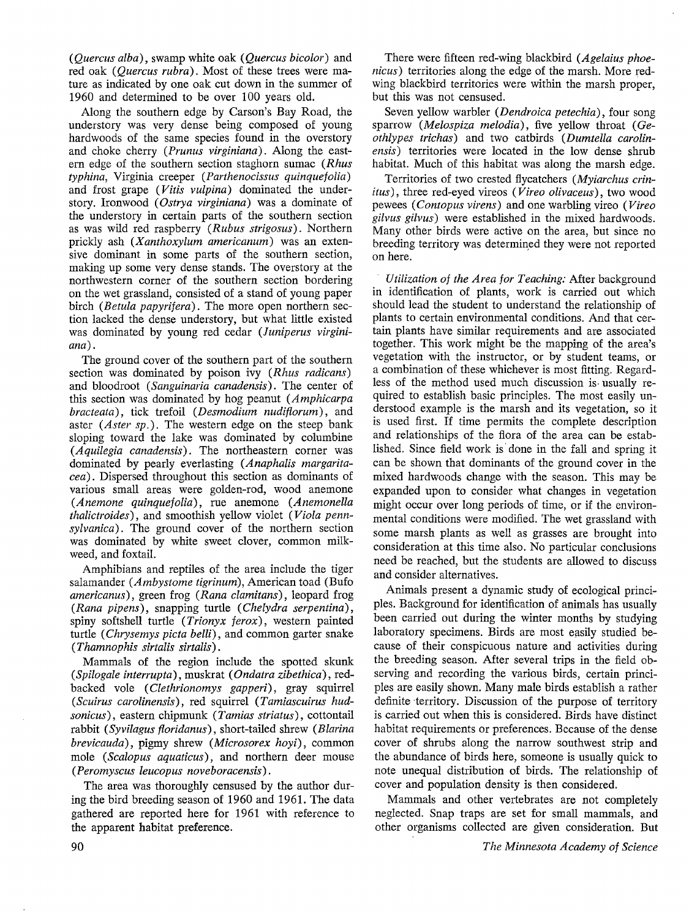(*Quercus alba*), swamp white oak (*Quercus bicolor*) and red oak (*Quercus rubra*). Most of these trees were mature as indicated by one oak cut down in the summer of 1960 and determined to be over 100 years old.

Along the southern edge by Carson's Bay Road, the understory was very dense being composed of young hardwoods of the same species found in the overstory and choke cherry (*Prunus virginiana*). Along the eastern edge of the southern section staghorn sumac (*Rhus typhina*, Virginia creeper (*Parthenocissus quinquefolia*) and frost grape (*Vitis vulpina*) dominated the understory. Ironwood (*Ostrya virginiana*) was a dominate of the understory in certain parts of the southern section as was wild red raspberry (*Rubus strigosus*). Northern prickly ash (*Xanthoxylum americanum*) was an extensive dominant in some parts of the southern section, making up some very dense stands. The overstory at the northwestern corner of the southern section bordering on the wet grassland, consisted of a stand of young paper birch (*Betula papyrifera*). The more open northern section lacked the dense understory, but what little existed was dominated by young red cedar (*Juniperus virginiana*).

The ground cover of the southern part of the southern section was dominated by poison ivy (*Rhus radicans*) and bloodroot (*Sanguinaria canadensis*). The center of this section was dominated by hog peanut (*Amphicarpa bracteata*), tick trefoil (*Desmodium nudiflorum*), and aster (*Aster sp.*). The western edge on the steep bank sloping toward the lake was dominated by columbine (*Aquilegia canadensis*). The northeastern corner was dominated by pearly everlasting (*Anaphalis margaritacea*). Dispersed throughout this section as dominants of various small areas were golden-rod, wood anemone (*Anemone quinquefolia*), rue anemone (*Anemonella thalictroides*), and smoothish yellow violet (*Viola pennsylvanica*). The ground cover of the northern section was dominated by white sweet clover, common milkweed, and foxtail.

Amphibians and reptiles of the area include the tiger salamander (*Ambystome tigrinum*), American toad (Bufo *americanus*), green frog (*Rana clamitans*), leopard frog (*Rana pipens*), snapping turtle (*Chelydra serpentina*), spiny softshell turtle (*Trionyx ferox*), western painted turtle (*Chrysemys picta belli*), and common garter snake (*Thamnophis sirtalis sirtalis*).

Mammals of the region include the spotted skunk (*Spilogale interrupta*), muskrat (*Ondatra zibethica*), red-backed vole (*Clethrionomys gapperi*), gray squirrel (*Scuirus carolinensis*), red squirrel (*Tamiascuirus hudsonicus*), eastern chipmunk (*Tamias striatus*), cottontail rabbit (*Syvilagus floridanus*), short-tailed shrew (*Blarina brevicauda*), pigmy shrew (*Microsorex hoyi*), common mole (*Scalopus aquaticus*), and northern deer mouse (*Peromyscus leucopus noveboracensis*).

The area was thoroughly censused by the author during the bird breeding season of 1960 and 1961. The data gathered are reported here for 1961 with reference to the apparent habitat preference.

There were fifteen red-wing blackbird (*Agelaius phoenicus*) territories along the edge of the marsh. More red-wing blackbird territories were within the marsh proper, but this was not censused.

Seven yellow warbler (*Dendroica petechia*), four song sparrow (*Melospiza melodia*), five yellow throat (*Geothlypes trichas*) and two catbirds (*Dumtella carolinensis*) territories were located in the low dense shrub habitat. Much of this habitat was along the marsh edge.

Territories of two crested flycatchers (*Myiarchus crinitus*), three red-eyed vireos (*Vireo olivaceus*), two wood pewees (*Contopus virens*) and one warbling vireo (*Vireo gilvus gilvus*) were established in the mixed hardwoods. Many other birds were active on the area, but since no breeding territory was determined they were not reported on here.

*Utilization of the Area for Teaching:* After background in identification of plants, work is carried out which should lead the student to understand the relationship of plants to certain environmental conditions. And that certain plants have similar requirements and are associated together. This work might be the mapping of the area's vegetation with the instructor, or by student teams, or a combination of these whichever is most fitting. Regardless of the method used much discussion is usually required to establish basic principles. The most easily understood example is the marsh and its vegetation, so it is used first. If time permits the complete description and relationships of the flora of the area can be established. Since field work is done in the fall and spring it can be shown that dominants of the ground cover in the mixed hardwoods change with the season. This may be expanded upon to consider what changes in vegetation might occur over long periods of time, or if the environmental conditions were modified. The wet grassland with some marsh plants as well as grasses are brought into consideration at this time also. No particular conclusions need be reached, but the students are allowed to discuss and consider alternatives.

Animals present a dynamic study of ecological principles. Background for identification of animals has usually been carried out during the winter months by studying laboratory specimens. Birds are most easily studied because of their conspicuous nature and activities during the breeding season. After several trips in the field observing and recording the various birds, certain principles are easily shown. Many male birds establish a rather definite territory. Discussion of the purpose of territory is carried out when this is considered. Birds have distinct habitat requirements or preferences. Because of the dense cover of shrubs along the narrow southwest strip and the abundance of birds here, someone is usually quick to note unequal distribution of birds. The relationship of cover and population density is then considered.

Mammals and other vertebrates are not completely neglected. Snap traps are set for small mammals, and other organisms collected are given consideration. But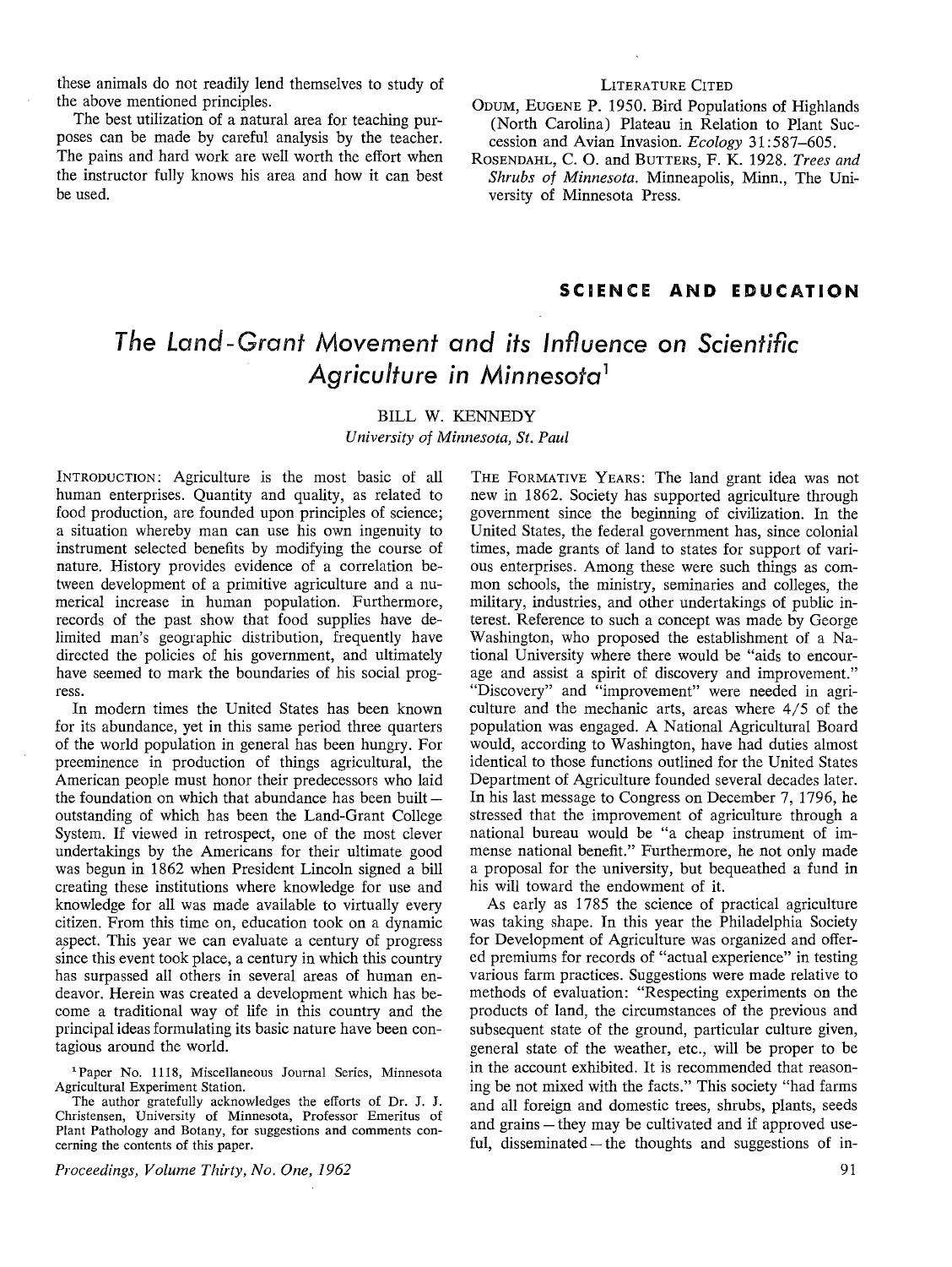these animals do not readily lend themselves to study of the above mentioned principles.

The best utilization of a natural area for teaching purposes can be made by careful analysis by the teacher. The pains and hard work are well worth the effort when the instructor fully knows his area and how it can best be used.

LITERATURE CITED

ODUM, EUGENE P. 1950. Bird Populations of Highlands (North Carolina) Plateau in Relation to Plant Succession and Avian Invasion. *Ecology* 31:587–605.

ROSENDAHL, C. O. and BUTTERS, F. K. 1928. *Trees and Shrubs of Minnesota.* Minneapolis, Minn., The University of Minnesota Press.

**SCIENCE AND EDUCATION**

# *The Land-Grant Movement and its Influence on Scientific Agriculture in Minnesota*[1]

BILL W. KENNEDY

*University of Minnesota, St. Paul*

INTRODUCTION: Agriculture is the most basic of all human enterprises. Quantity and quality, as related to food production, are founded upon principles of science; a situation whereby man can use his own ingenuity to instrument selected benefits by modifying the course of nature. History provides evidence of a correlation between development of a primitive agriculture and a numerical increase in human population. Furthermore, records of the past show that food supplies have delimited man's geographic distribution, frequently have directed the policies of his government, and ultimately have seemed to mark the boundaries of his social progress.

In modern times the United States has been known for its abundance, yet in this same period three quarters of the world population in general has been hungry. For preeminence in production of things agricultural, the American people must honor their predecessors who laid the foundation on which that abundance has been built — outstanding of which has been the Land-Grant College System. If viewed in retrospect, one of the most clever undertakings by the Americans for their ultimate good was begun in 1862 when President Lincoln signed a bill creating these institutions where knowledge for use and knowledge for all was made available to virtually every citizen. From this time on, education took on a dynamic aspect. This year we can evaluate a century of progress since this event took place, a century in which this country has surpassed all others in several areas of human endeavor. Herein was created a development which has become a traditional way of life in this country and the principal ideas formulating its basic nature have been contagious around the world.

THE FORMATIVE YEARS: The land grant idea was not new in 1862. Society has supported agriculture through government since the beginning of civilization. In the United States, the federal government has, since colonial times, made grants of land to states for support of various enterprises. Among these were such things as common schools, the ministry, seminaries and colleges, the military, industries, and other undertakings of public interest. Reference to such a concept was made by George Washington, who proposed the establishment of a National University where there would be "aids to encourage and assist a spirit of discovery and improvement." "Discovery" and "improvement" were needed in agriculture and the mechanic arts, areas where 4/5 of the population was engaged. A National Agricultural Board would, according to Washington, have had duties almost identical to those functions outlined for the United States Department of Agriculture founded several decades later. In his last message to Congress on December 7, 1796, he stressed that the improvement of agriculture through a national bureau would be "a cheap instrument of immense national benefit." Furthermore, he not only made a proposal for the university, but bequeathed a fund in his will toward the endowment of it.

As early as 1785 the science of practical agriculture was taking shape. In this year the Philadelphia Society for Development of Agriculture was organized and offered premiums for records of "actual experience" in testing various farm practices. Suggestions were made relative to methods of evaluation: "Respecting experiments on the products of land, the circumstances of the previous and subsequent state of the ground, particular culture given, general state of the weather, etc., will be proper to be in the account exhibited. It is recommended that reasoning be not mixed with the facts." This society "had farms and all foreign and domestic trees, shrubs, plants, seeds and grains — they may be cultivated and if approved useful, disseminated — the thoughts and suggestions of in-

[1] Paper No. 1118, Miscellaneous Journal Series, Minnesota Agricultural Experiment Station.

The author gratefully acknowledges the efforts of Dr. J. J. Christensen, University of Minnesota, Professor Emeritus of Plant Pathology and Botany, for suggestions and comments concerning the contents of this paper.